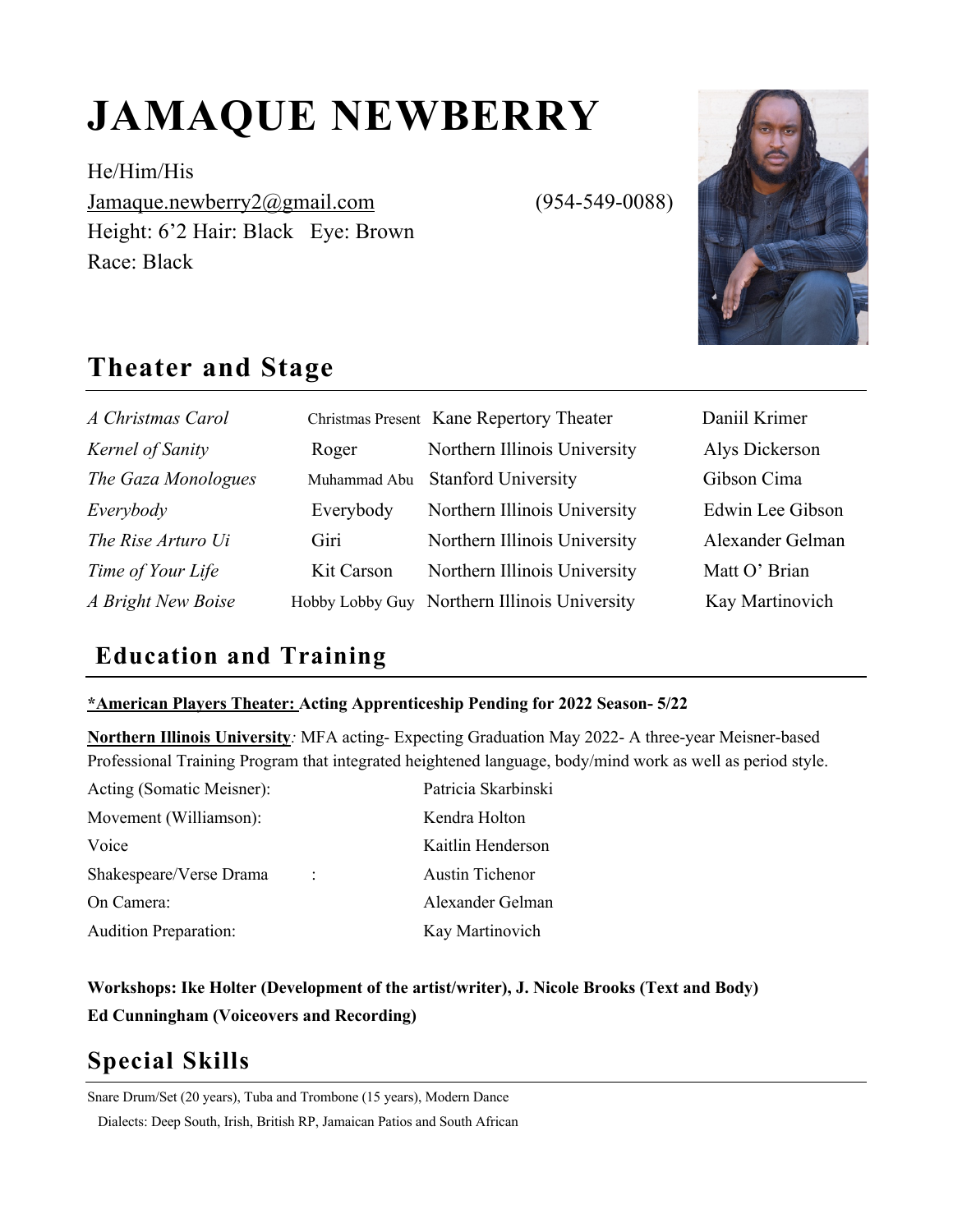# JAMAQUE NEWBERRY

He/Him/His
Jamaque.newberry2@gmail.com (954-549-0088)
Height: 6'2 Hair: Black Eye: Brown
Race: Black

## Theater and Stage

| | | | |
|---|---|---|---|
| *A Christmas Carol* | Christmas Present | Kane Repertory Theater | Daniil Krimer |
| *Kernel of Sanity* | Roger | Northern Illinois University | Alys Dickerson |
| *The Gaza Monologues* | Muhammad Abu | Stanford University | Gibson Cima |
| *Everybody* | Everybody | Northern Illinois University | Edwin Lee Gibson |
| *The Rise Arturo Ui* | Giri | Northern Illinois University | Alexander Gelman |
| *Time of Your Life* | Kit Carson | Northern Illinois University | Matt O' Brian |
| *A Bright New Boise* | Hobby Lobby Guy | Northern Illinois University | Kay Martinovich |

## Education and Training

**\*American Players Theater: Acting Apprenticeship Pending for 2022 Season- 5/22**

**Northern Illinois University***:* MFA acting- Expecting Graduation May 2022- A three-year Meisner-based Professional Training Program that integrated heightened language, body/mind work as well as period style.

| | |
|---|---|
| Acting (Somatic Meisner): | Patricia Skarbinski |
| Movement (Williamson): | Kendra Holton |
| Voice | Kaitlin Henderson |
| Shakespeare/Verse Drama : | Austin Tichenor |
| On Camera: | Alexander Gelman |
| Audition Preparation: | Kay Martinovich |

**Workshops: Ike Holter (Development of the artist/writer), J. Nicole Brooks (Text and Body)**
**Ed Cunningham (Voiceovers and Recording)**

## Special Skills

Snare Drum/Set (20 years), Tuba and Trombone (15 years), Modern Dance
Dialects: Deep South, Irish, British RP, Jamaican Patios and South African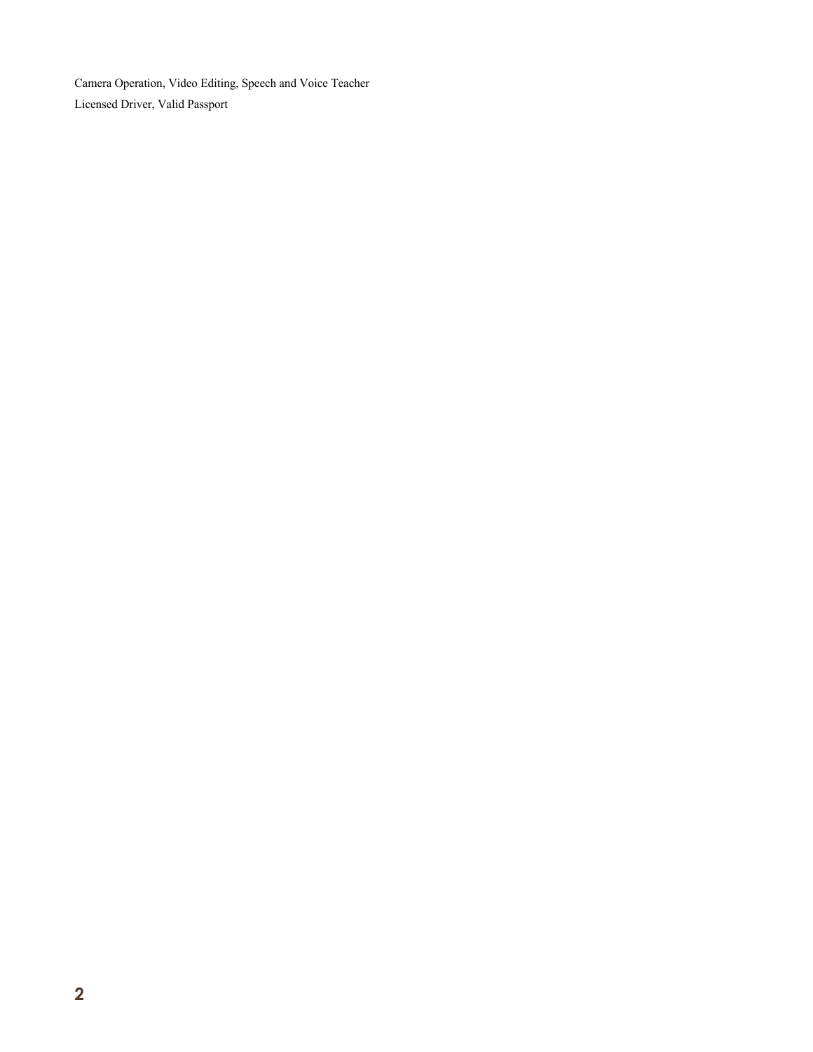Camera Operation, Video Editing, Speech and Voice Teacher

Licensed Driver, Valid Passport